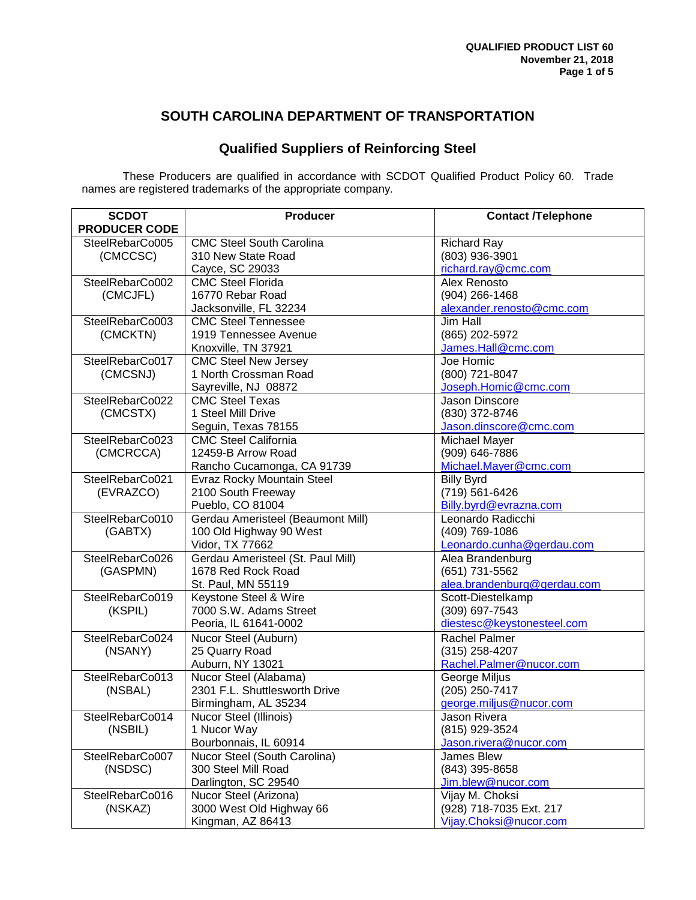# SOUTH CAROLINA DEPARTMENT OF TRANSPORTATION

## Qualified Suppliers of Reinforcing Steel

These Producers are qualified in accordance with SCDOT Qualified Product Policy 60. Trade names are registered trademarks of the appropriate company.

| SCDOT PRODUCER CODE | Producer | Contact /Telephone |
|---|---|---|
| SteelRebarCo005 (CMCCSC) | CMC Steel South Carolina<br>310 New State Road<br>Cayce, SC 29033 | Richard Ray<br>(803) 936-3901<br>richard.ray@cmc.com |
| SteelRebarCo002 (CMCJFL) | CMC Steel Florida<br>16770 Rebar Road<br>Jacksonville, FL 32234 | Alex Renosto<br>(904) 266-1468<br>alexander.renosto@cmc.com |
| SteelRebarCo003 (CMCKTN) | CMC Steel Tennessee<br>1919 Tennessee Avenue<br>Knoxville, TN 37921 | Jim Hall<br>(865) 202-5972<br>James.Hall@cmc.com |
| SteelRebarCo017 (CMCSNJ) | CMC Steel New Jersey<br>1 North Crossman Road<br>Sayreville, NJ 08872 | Joe Homic<br>(800) 721-8047<br>Joseph.Homic@cmc.com |
| SteelRebarCo022 (CMCSTX) | CMC Steel Texas<br>1 Steel Mill Drive<br>Seguin, Texas 78155 | Jason Dinscore<br>(830) 372-8746<br>Jason.dinscore@cmc.com |
| SteelRebarCo023 (CMCRCCA) | CMC Steel California<br>12459-B Arrow Road<br>Rancho Cucamonga, CA 91739 | Michael Mayer<br>(909) 646-7886<br>Michael.Mayer@cmc.com |
| SteelRebarCo021 (EVRAZCO) | Evraz Rocky Mountain Steel<br>2100 South Freeway<br>Pueblo, CO 81004 | Billy Byrd<br>(719) 561-6426<br>Billy.byrd@evrazna.com |
| SteelRebarCo010 (GABTX) | Gerdau Ameristeel (Beaumont Mill)<br>100 Old Highway 90 West<br>Vidor, TX 77662 | Leonardo Radicchi<br>(409) 769-1086<br>Leonardo.cunha@gerdau.com |
| SteelRebarCo026 (GASPMN) | Gerdau Ameristeel (St. Paul Mill)<br>1678 Red Rock Road<br>St. Paul, MN 55119 | Alea Brandenburg<br>(651) 731-5562<br>alea.brandenburg@gerdau.com |
| SteelRebarCo019 (KSPIL) | Keystone Steel & Wire<br>7000 S.W. Adams Street<br>Peoria, IL 61641-0002 | Scott-Diestelkamp<br>(309) 697-7543<br>diestesc@keystonesteel.com |
| SteelRebarCo024 (NSANY) | Nucor Steel (Auburn)<br>25 Quarry Road<br>Auburn, NY 13021 | Rachel Palmer<br>(315) 258-4207<br>Rachel.Palmer@nucor.com |
| SteelRebarCo013 (NSBAL) | Nucor Steel (Alabama)<br>2301 F.L. Shuttlesworth Drive<br>Birmingham, AL 35234 | George Miljus<br>(205) 250-7417<br>george.miljus@nucor.com |
| SteelRebarCo014 (NSBIL) | Nucor Steel (Illinois)<br>1 Nucor Way<br>Bourbonnais, IL 60914 | Jason Rivera<br>(815) 929-3524<br>Jason.rivera@nucor.com |
| SteelRebarCo007 (NSDSC) | Nucor Steel (South Carolina)<br>300 Steel Mill Road<br>Darlington, SC 29540 | James Blew<br>(843) 395-8658<br>Jim.blew@nucor.com |
| SteelRebarCo016 (NSKAZ) | Nucor Steel (Arizona)<br>3000 West Old Highway 66<br>Kingman, AZ 86413 | Vijay M. Choksi<br>(928) 718-7035 Ext. 217<br>Vijay.Choksi@nucor.com |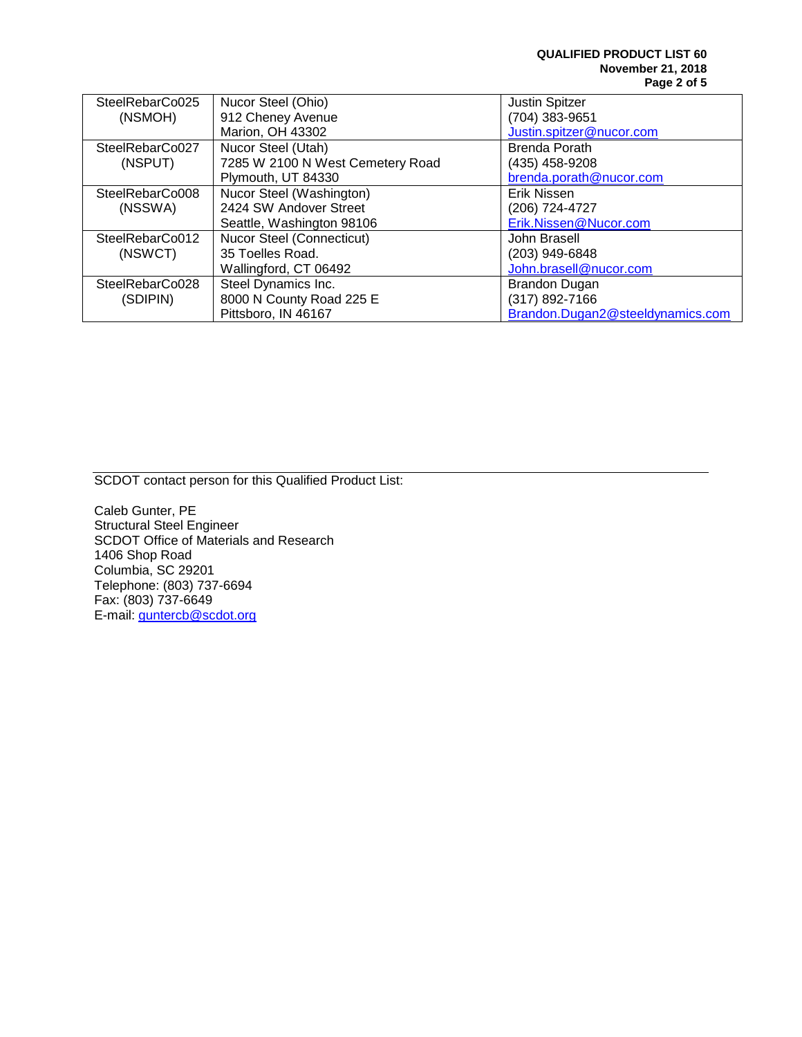| | | |
|---|---|---|
| SteelRebarCo025 (NSMOH) | Nucor Steel (Ohio)<br>912 Cheney Avenue<br>Marion, OH 43302 | Justin Spitzer<br>(704) 383-9651<br>Justin.spitzer@nucor.com |
| SteelRebarCo027 (NSPUT) | Nucor Steel (Utah)<br>7285 W 2100 N West Cemetery Road<br>Plymouth, UT 84330 | Brenda Porath<br>(435) 458-9208<br>brenda.porath@nucor.com |
| SteelRebarCo008 (NSSWA) | Nucor Steel (Washington)<br>2424 SW Andover Street<br>Seattle, Washington 98106 | Erik Nissen<br>(206) 724-4727<br>Erik.Nissen@Nucor.com |
| SteelRebarCo012 (NSWCT) | Nucor Steel (Connecticut)<br>35 Toelles Road.<br>Wallingford, CT 06492 | John Brasell<br>(203) 949-6848<br>John.brasell@nucor.com |
| SteelRebarCo028 (SDIPIN) | Steel Dynamics Inc.<br>8000 N County Road 225 E<br>Pittsboro, IN 46167 | Brandon Dugan<br>(317) 892-7166<br>Brandon.Dugan2@steeldynamics.com |

---

SCDOT contact person for this Qualified Product List:

Caleb Gunter, PE
Structural Steel Engineer
SCDOT Office of Materials and Research
1406 Shop Road
Columbia, SC 29201
Telephone: (803) 737-6694
Fax: (803) 737-6649
E-mail: guntercb@scdot.org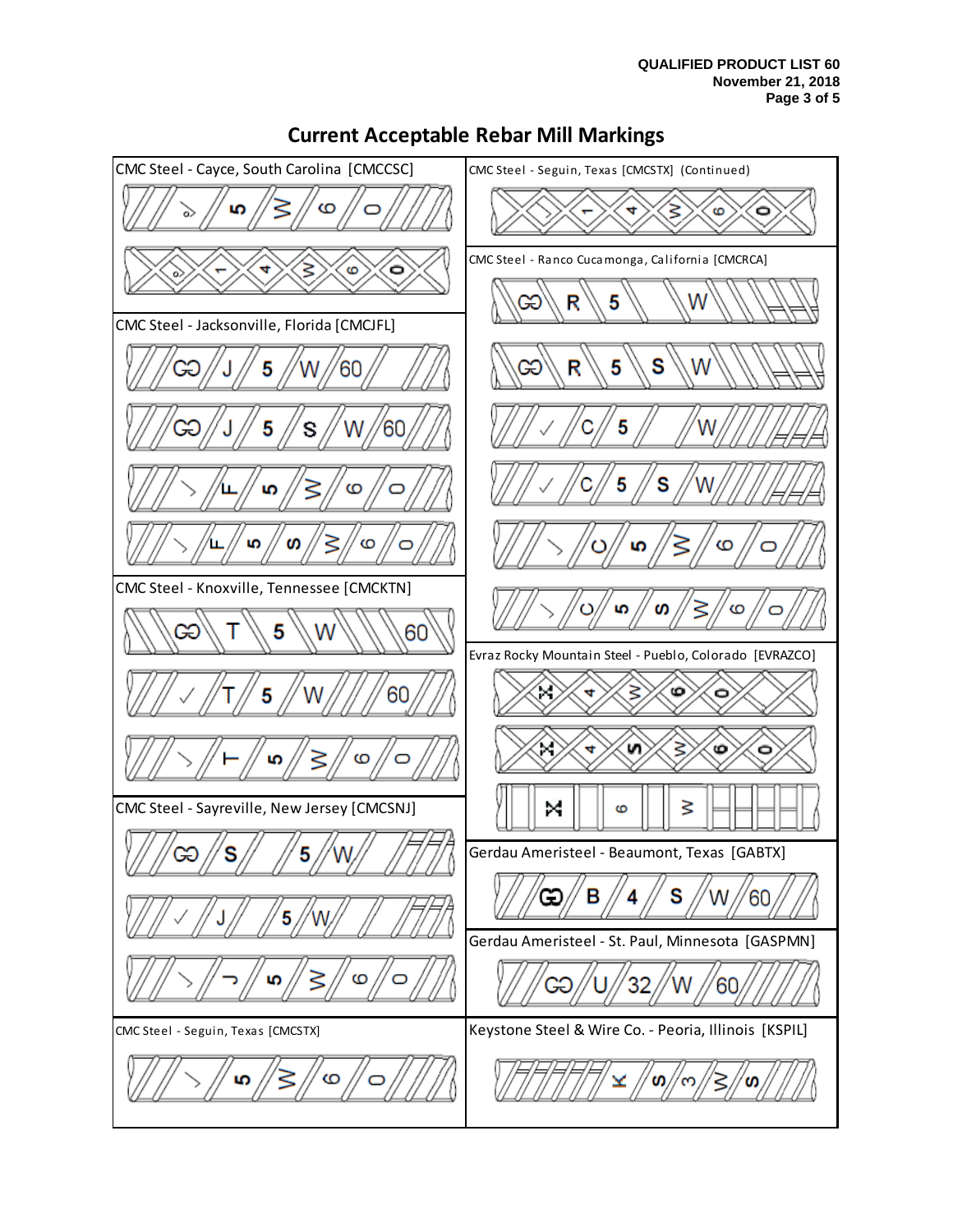QUALIFIED PRODUCT LIST 60
November 21, 2018

# Current Acceptable Rebar Mill Markings

CMC Steel - Cayce, South Carolina [CMCCSC]

CMC Steel - Jacksonville, Florida [CMCJFL]

CMC Steel - Knoxville, Tennessee [CMCKTN]

CMC Steel - Sayreville, New Jersey [CMCSNJ]

CMC Steel - Seguin, Texas [CMCSTX]

CMC Steel - Seguin, Texas [CMCSTX] (Continued)

CMC Steel - Ranco Cucamonga, California [CMCRCA]

Evraz Rocky Mountain Steel - Pueblo, Colorado [EVRAZCO]

Gerdau Ameristeel - Beaumont, Texas [GABTX]

Gerdau Ameristeel - St. Paul, Minnesota [GASPMN]

Keystone Steel & Wire Co. - Peoria, Illinois [KSPIL]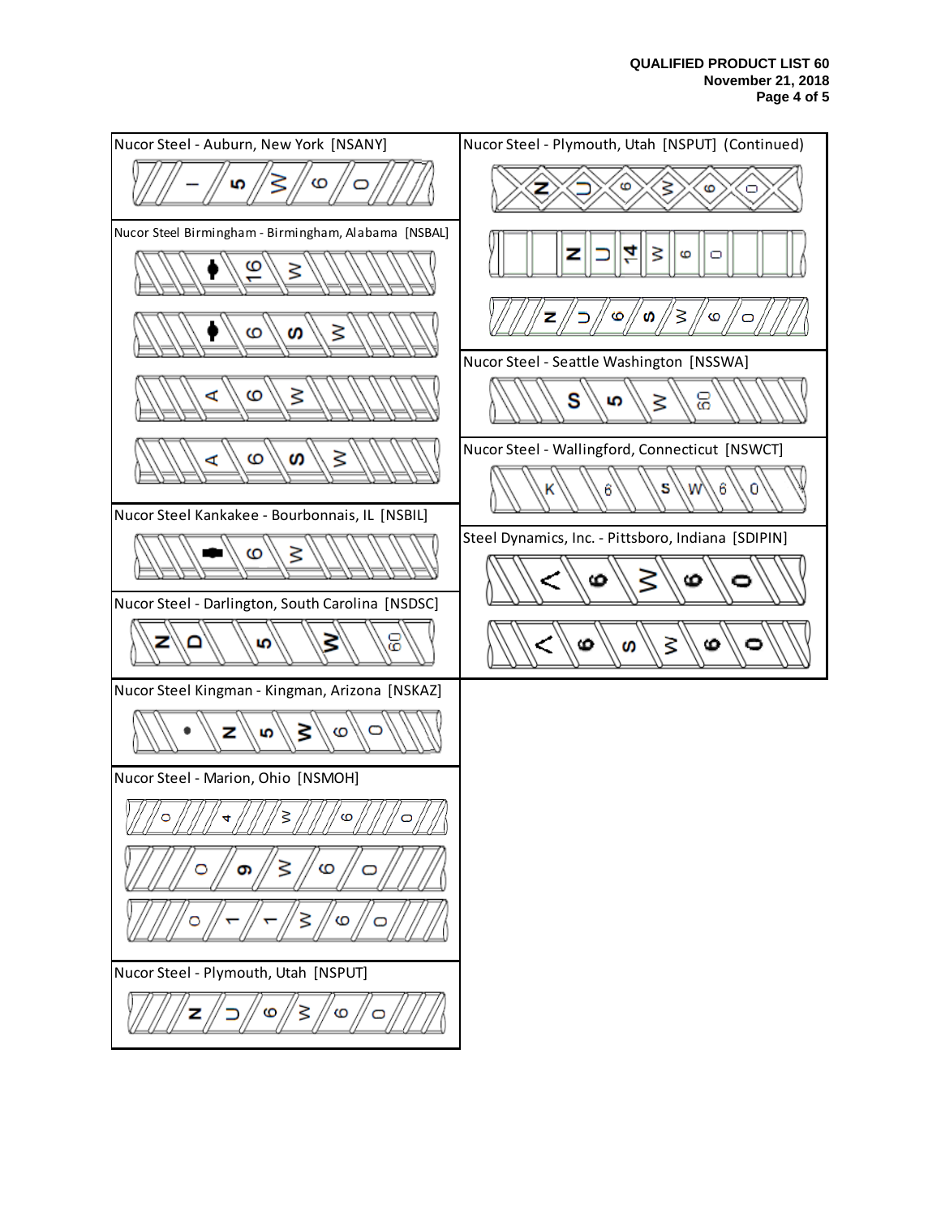Nucor Steel - Auburn, New York [NSANY]

Nucor Steel Birmingham - Birmingham, Alabama [NSBAL]

Nucor Steel Kankakee - Bourbonnais, IL [NSBIL]

Nucor Steel - Darlington, South Carolina [NSDSC]

Nucor Steel Kingman - Kingman, Arizona [NSKAZ]

Nucor Steel - Marion, Ohio [NSMOH]

Nucor Steel - Plymouth, Utah [NSPUT]

Nucor Steel - Plymouth, Utah [NSPUT] (Continued)

Nucor Steel - Seattle Washington [NSSWA]

Nucor Steel - Wallingford, Connecticut [NSWCT]

Steel Dynamics, Inc. - Pittsboro, Indiana [SDIPIN]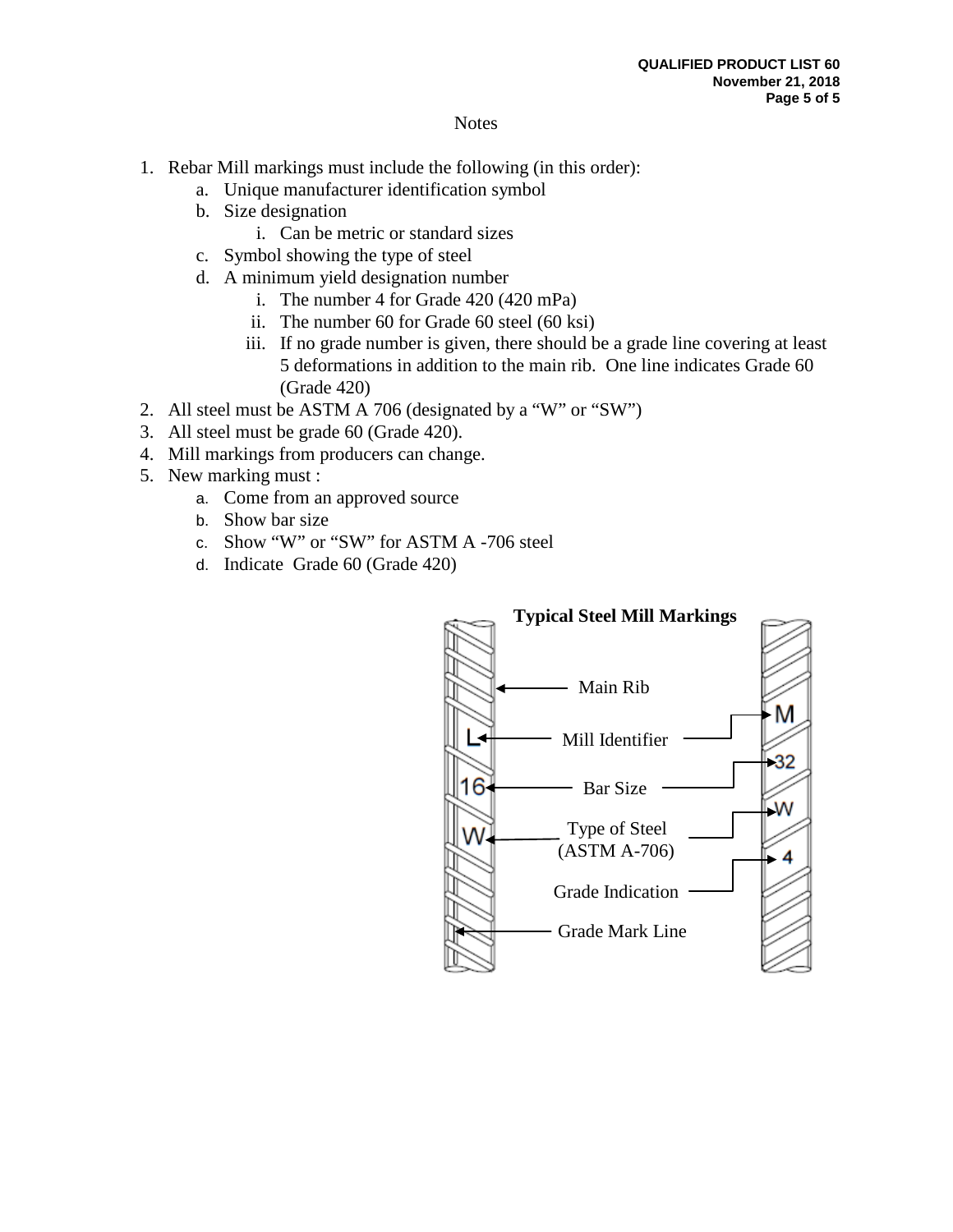Notes

1. Rebar Mill markings must include the following (in this order):
   a. Unique manufacturer identification symbol
   b. Size designation
      i. Can be metric or standard sizes
   c. Symbol showing the type of steel
   d. A minimum yield designation number
      i. The number 4 for Grade 420 (420 mPa)
      ii. The number 60 for Grade 60 steel (60 ksi)
      iii. If no grade number is given, there should be a grade line covering at least 5 deformations in addition to the main rib. One line indicates Grade 60 (Grade 420)
2. All steel must be ASTM A 706 (designated by a "W" or "SW")
3. All steel must be grade 60 (Grade 420).
4. Mill markings from producers can change.
5. New marking must :
   a. Come from an approved source
   b. Show bar size
   c. Show "W" or "SW" for ASTM A -706 steel
   d. Indicate Grade 60 (Grade 420)

**Typical Steel Mill Markings**

Main Rib

Mill Identifier

Bar Size

Type of Steel (ASTM A-706)

Grade Indication

Grade Mark Line

L

16

W

M

32

W

4